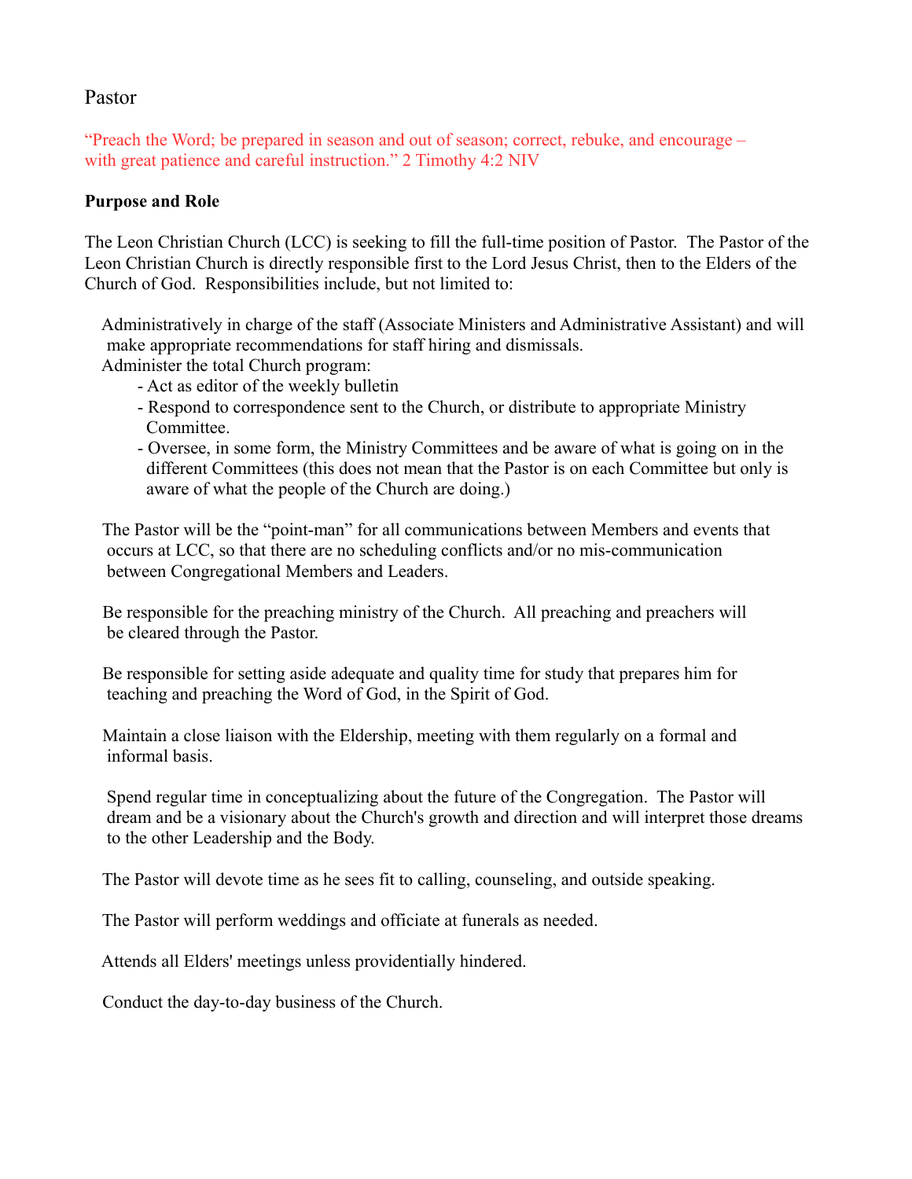# Pastor

"Preach the Word; be prepared in season and out of season; correct, rebuke, and encourage – with great patience and careful instruction." 2 Timothy 4:2 NIV

**Purpose and Role**

The Leon Christian Church (LCC) is seeking to fill the full-time position of Pastor. The Pastor of the Leon Christian Church is directly responsible first to the Lord Jesus Christ, then to the Elders of the Church of God. Responsibilities include, but not limited to:

Administratively in charge of the staff (Associate Ministers and Administrative Assistant) and will make appropriate recommendations for staff hiring and dismissals.

Administer the total Church program:

- Act as editor of the weekly bulletin
- Respond to correspondence sent to the Church, or distribute to appropriate Ministry Committee.
- Oversee, in some form, the Ministry Committees and be aware of what is going on in the different Committees (this does not mean that the Pastor is on each Committee but only is aware of what the people of the Church are doing.)

The Pastor will be the "point-man" for all communications between Members and events that occurs at LCC, so that there are no scheduling conflicts and/or no mis-communication between Congregational Members and Leaders.

Be responsible for the preaching ministry of the Church. All preaching and preachers will be cleared through the Pastor.

Be responsible for setting aside adequate and quality time for study that prepares him for teaching and preaching the Word of God, in the Spirit of God.

Maintain a close liaison with the Eldership, meeting with them regularly on a formal and informal basis.

Spend regular time in conceptualizing about the future of the Congregation. The Pastor will dream and be a visionary about the Church's growth and direction and will interpret those dreams to the other Leadership and the Body.

The Pastor will devote time as he sees fit to calling, counseling, and outside speaking.

The Pastor will perform weddings and officiate at funerals as needed.

Attends all Elders' meetings unless providentially hindered.

Conduct the day-to-day business of the Church.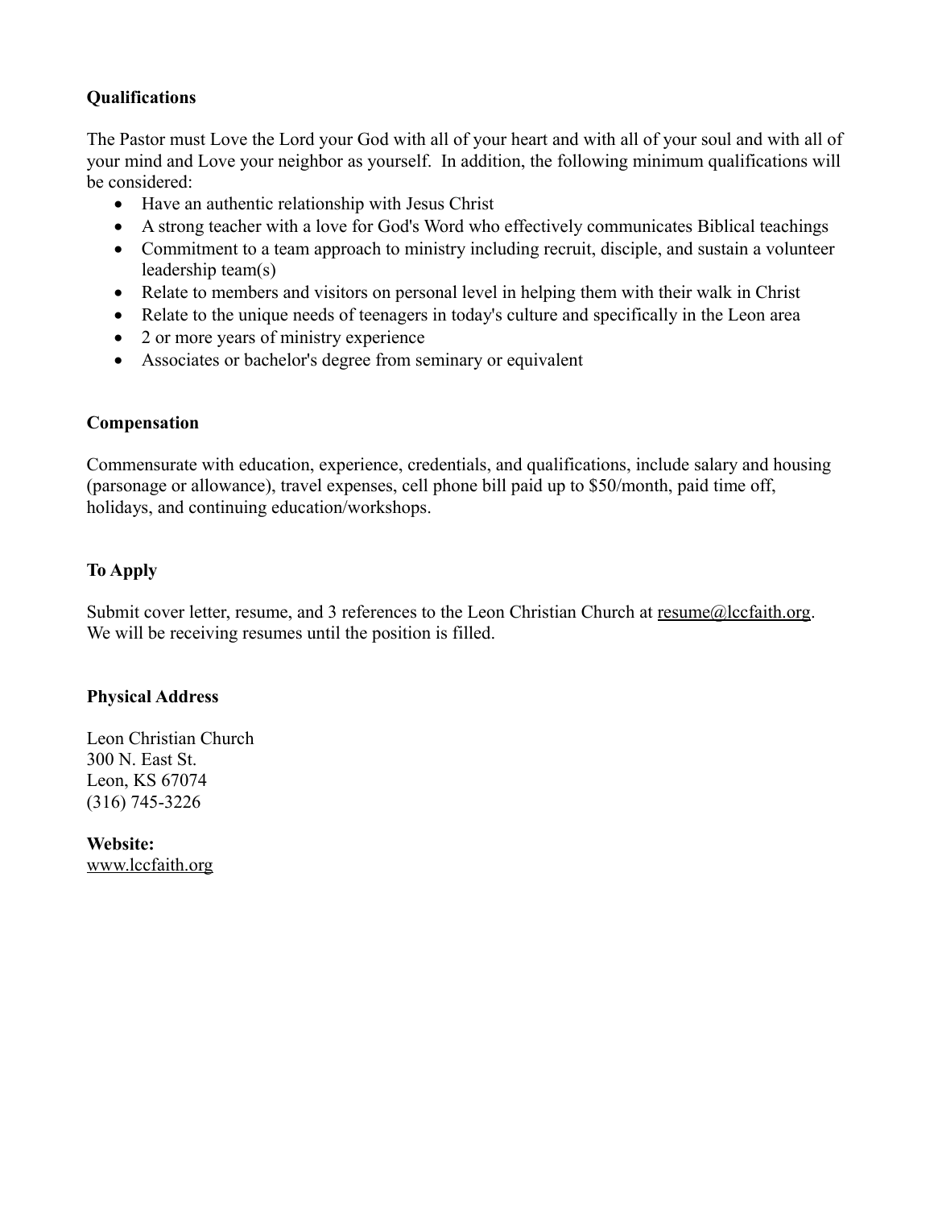**Qualifications**

The Pastor must Love the Lord your God with all of your heart and with all of your soul and with all of your mind and Love your neighbor as yourself. In addition, the following minimum qualifications will be considered:

- Have an authentic relationship with Jesus Christ
- A strong teacher with a love for God's Word who effectively communicates Biblical teachings
- Commitment to a team approach to ministry including recruit, disciple, and sustain a volunteer leadership team(s)
- Relate to members and visitors on personal level in helping them with their walk in Christ
- Relate to the unique needs of teenagers in today's culture and specifically in the Leon area
- 2 or more years of ministry experience
- Associates or bachelor's degree from seminary or equivalent

**Compensation**

Commensurate with education, experience, credentials, and qualifications, include salary and housing (parsonage or allowance), travel expenses, cell phone bill paid up to $50/month, paid time off, holidays, and continuing education/workshops.

**To Apply**

Submit cover letter, resume, and 3 references to the Leon Christian Church at resume@lccfaith.org. We will be receiving resumes until the position is filled.

**Physical Address**

Leon Christian Church
300 N. East St.
Leon, KS 67074
(316) 745-3226

**Website:**
www.lccfaith.org